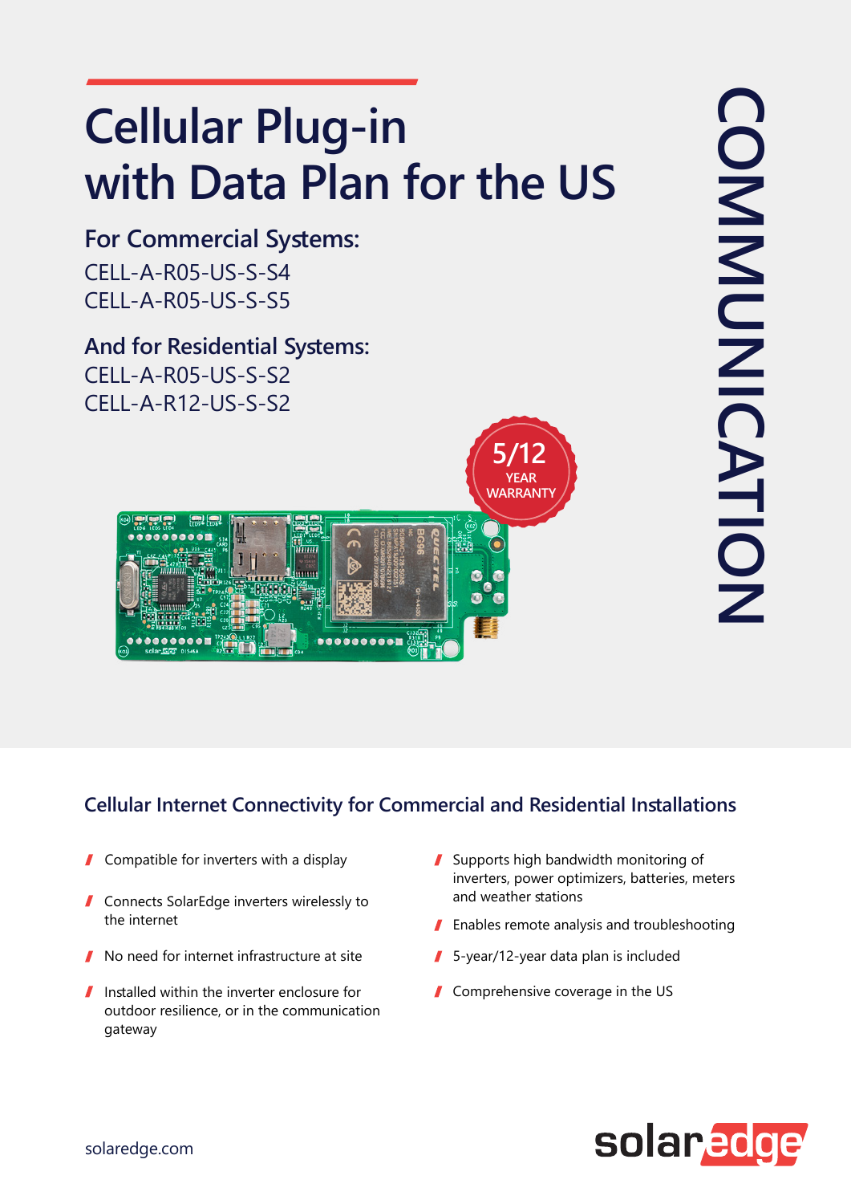# Cellular Plug-in with Data Plan for the US

## For Commercial Systems:

CELL-A-R05-US-S-S4
CELL-A-R05-US-S-S5

## And for Residential Systems:

CELL-A-R05-US-S-S2
CELL-A-R12-US-S-S2

5/12 YEAR WARRANTY

COMMUNICATION

## Cellular Internet Connectivity for Commercial and Residential Installations

- Compatible for inverters with a display
- Connects SolarEdge inverters wirelessly to the internet
- No need for internet infrastructure at site
- Installed within the inverter enclosure for outdoor resilience, or in the communication gateway
- Supports high bandwidth monitoring of inverters, power optimizers, batteries, meters and weather stations
- Enables remote analysis and troubleshooting
- 5-year/12-year data plan is included
- Comprehensive coverage in the US

solaredge.com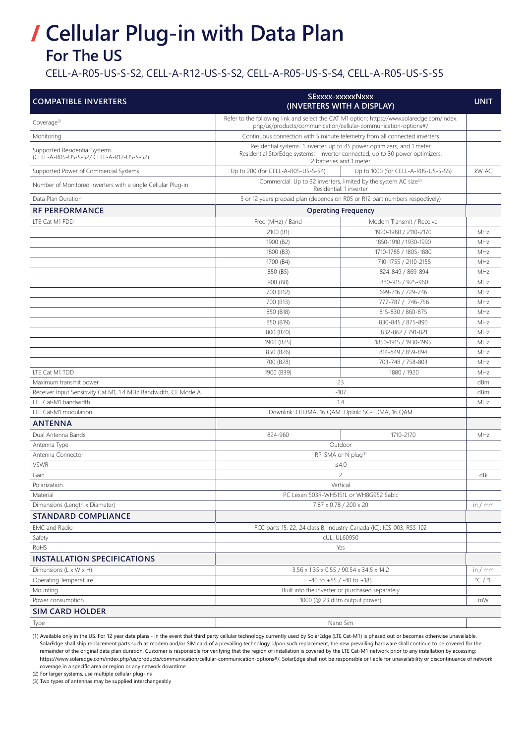# / Cellular Plug-in with Data Plan

## For The US

CELL-A-R05-US-S-S2, CELL-A-R12-US-S-S2, CELL-A-R05-US-S-S4, CELL-A-R05-US-S-S5

| COMPATIBLE INVERTERS | SExxxx-xxxxxNxxx (INVERTERS WITH A DISPLAY) | | UNIT |
|---|---|---|---|
| Coverage[1] | Refer to the following link and select the CAT M1 option: https://www.solaredge.com/index.php/us/products/communication/cellular-communication-options#/ | | |
| Monitoring | Continuous connection with 5 minute telemetry from all connected inverters | | |
| Supported Residential Systems (CELL-A-R05-US-S-S2/ CELL-A-R12-US-S-S2) | Residential systems: 1 inverter, up to 45 power optimizers, and 1 meter<br>Residential StorEdge systems: 1 inverter connected, up to 30 power optimizers, 2 batteries and 1 meter | | |
| Supported Power of Commercial Systems | Up to 200 (for CELL-A-R05-US-S-S4) | Up to 1000 (for CELL-A-R05-US-S-S5) | kW AC |
| Number of Monitored Inverters with a single Cellular Plug-in | Commercial: Up to 32 inverters, limited by the system AC size[2]<br>Residential: 1 inverter | | |
| Data Plan Duration | 5 or 12 years prepaid plan (depends on R05 or R12 part numbers respectively) | | |
| **RF PERFORMANCE** | **Operating Frequency** | | |
| LTE Cat M1 FDD | Freq (MHz) / Band | Modem Transmit / Receive | |
| | 2100 (B1) | 1920-1980 / 2110-2170 | MHz |
| | 1900 (B2) | 1850-1910 / 1930-1990 | MHz |
| | 1800 (B3) | 1710-1785 / 1805-1880 | MHz |
| | 1700 (B4) | 1710-1755 / 2110-2155 | MHz |
| | 850 (B5) | 824-849 / 869-894 | MHz |
| | 900 (B8) | 880-915 / 925-960 | MHz |
| | 700 (B12) | 699-716 / 729-746 | MHz |
| | 700 (B13) | 777-787 / 746-756 | MHz |
| | 850 (B18) | 815-830 / 860-875 | MHz |
| | 850 (B19) | 830-845 / 875-890 | MHz |
| | 800 (B20) | 832-862 / 791-821 | MHz |
| | 1900 (B25) | 1850-1915 / 1930-1995 | MHz |
| | 850 (B26) | 814-849 / 859-894 | MHz |
| | 700 (B28) | 703-748 / 758-803 | MHz |
| LTE Cat M1 TDD | 1900 (B39) | 1880 / 1920 | MHz |
| Maximum transmit power | 23 | | dBm |
| Receiver Input Sensitivity Cat M1, 1.4 MHz Bandwidth, CE Mode A | -107 | | dBm |
| LTE Cat-M1 bandwidth | 1.4 | | MHz |
| LTE Cat-M1 modulation | Downlink: OFDMA, 16 QAM Uplink: SC-FDMA, 16 QAM | | |
| **ANTENNA** | | | |
| Dual Antenna Bands | 824-960 | 1710-2170 | MHz |
| Antenna Type | Outdoor | | |
| Antenna Connector | RP-SMA or N plug[3] | | |
| VSWR | ≤4.0 | | |
| Gain | 2 | | dBi |
| Polarization | Vertical | | |
| Material | PC Lexan 503R-WH5151L or WH8G952 Sabic | | |
| Dimensions (Length x Diameter) | 7.87 x 0.78 / 200 x 20 | | in / mm |
| **STANDARD COMPLIANCE** | | | |
| EMC and Radio | FCC parts 15, 22, 24 class B; Industry Canada (IC): ICS-003, RSS-102 | | |
| Safety | cUL, UL60950 | | |
| RoHS | Yes | | |
| **INSTALLATION SPECIFICATIONS** | | | |
| Dimensions (L x W x H) | 3.56 x 1.35 x 0.55 / 90.54 x 34.5 x 14.2 | | in / mm |
| Operating Temperature | -40 to +85 / -40 to +185 | | °C / °F |
| Mounting | Built into the inverter or purchased separately | | |
| Power consumption | 1000 (@ 23 dBm output power) | | mW |
| **SIM CARD HOLDER** | | | |
| Type | Nano Sim | | |

(1) Available only in the US. For 12 year data plans - in the event that third party cellular technology currently used by SolarEdge (LTE Cat-M1) is phased out or becomes otherwise unavailable, SolarEdge shall ship replacement parts such as modem and/or SIM card of a prevailing technology. Upon such replacement, the new prevailing hardware shall continue to be covered for the remainder of the original data plan duration. Customer is responsible for verifying that the region of installation is covered by the LTE Cat-M1 network prior to any installation by accessing: https://www.solaredge.com/index.php/us/products/communication/cellular-communication-options#/. SolarEdge shall not be responsible or liable for unavailability or discontinuance of network coverage in a specific area or region or any network downtime

(2) For larger systems, use multiple cellular plug-ins

(3) Two types of antennas may be supplied interchangeably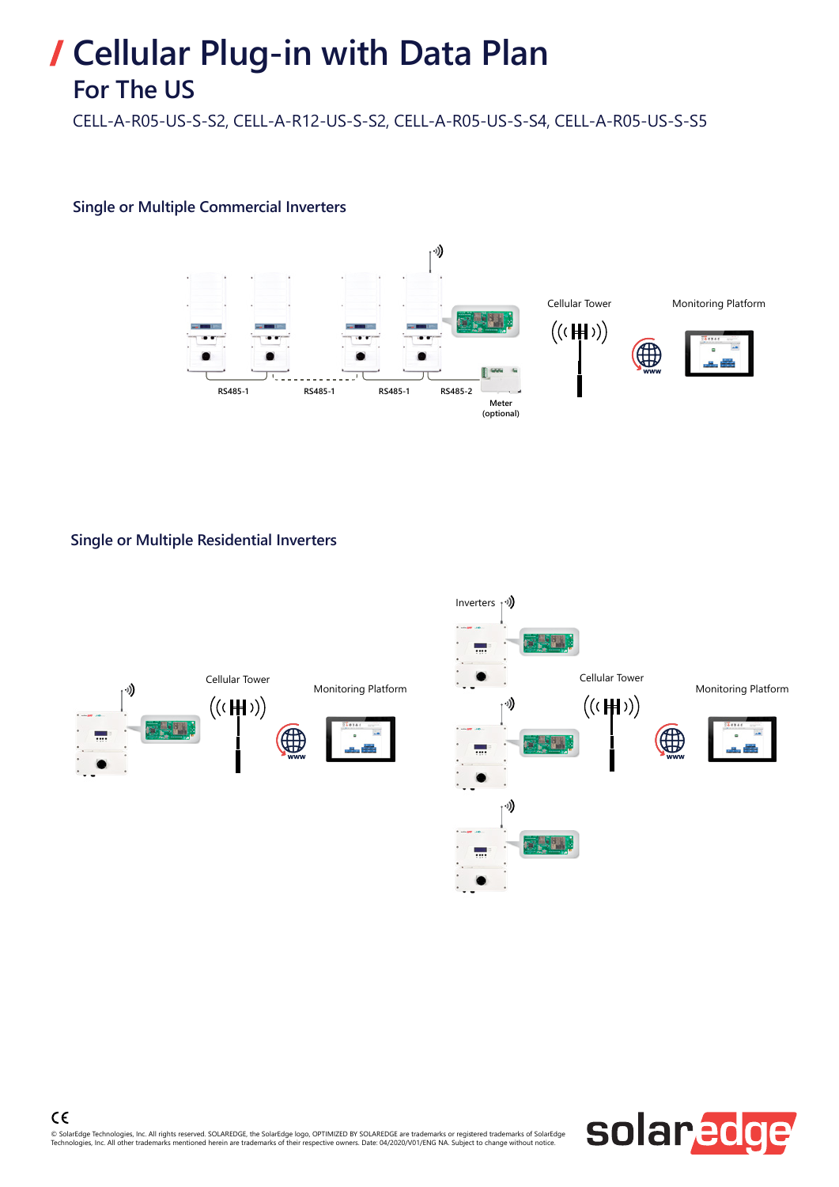# Cellular Plug-in with Data Plan

## For The US

CELL-A-R05-US-S-S2, CELL-A-R12-US-S-S2, CELL-A-R05-US-S-S4, CELL-A-R05-US-S-S5

### Single or Multiple Commercial Inverters

RS485-1
RS485-1
RS485-1
RS485-2
Meter (optional)
Cellular Tower
Monitoring Platform
www

### Single or Multiple Residential Inverters

Cellular Tower
Monitoring Platform
www

Inverters
Cellular Tower
Monitoring Platform
www

CE

© SolarEdge Technologies, Inc. All rights reserved. SOLAREDGE, the SolarEdge logo, OPTIMIZED BY SOLAREDGE are trademarks or registered trademarks of SolarEdge Technologies, Inc. All other trademarks mentioned herein are trademarks of their respective owners. Date: 04/2020/V01/ENG NA. Subject to change without notice.

solaredge